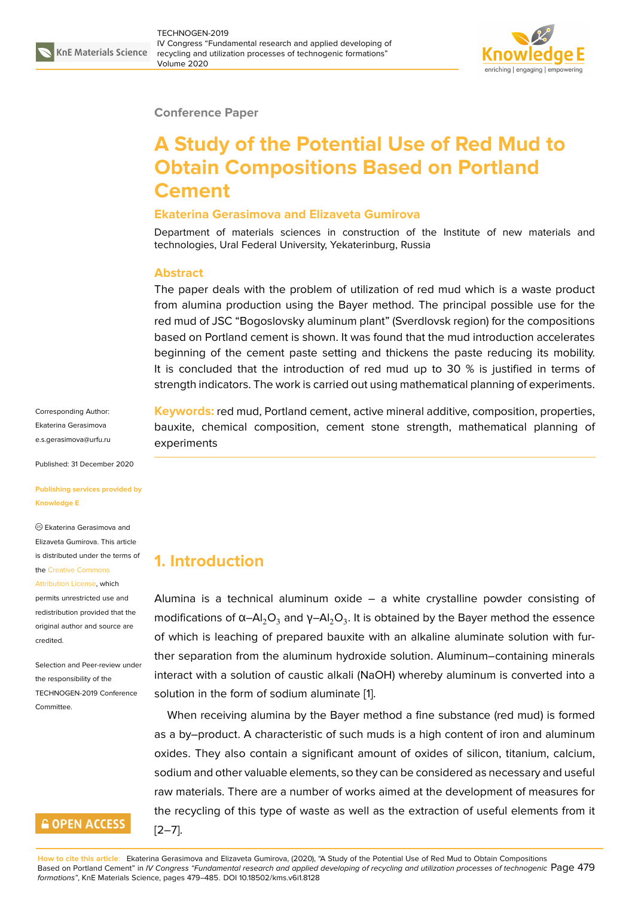Conference Paper

# A Study of the Potential Use of Red Mud to Obtain Compositions Based on Portland Cement

**Ekaterina Gerasimova and Elizaveta Gumirova**

Department of materials sciences in construction of the Institute of new materials and technologies, Ural Federal University, Yekaterinburg, Russia

## Abstract

The paper deals with the problem of utilization of red mud which is a waste product from alumina production using the Bayer method. The principal possible use for the red mud of JSC "Bogoslovsky aluminum plant" (Sverdlovsk region) for the compositions based on Portland cement is shown. It was found that the mud introduction accelerates beginning of the cement paste setting and thickens the paste reducing its mobility. It is concluded that the introduction of red mud up to 30 % is justified in terms of strength indicators. The work is carried out using mathematical planning of experiments.

**Keywords:** red mud, Portland cement, active mineral additive, composition, properties, bauxite, chemical composition, cement stone strength, mathematical planning of experiments

Corresponding Author: Ekaterina Gerasimova e.s.gerasimova@urfu.ru

Published: 31 December 2020

Publishing services provided by Knowledge E

© Ekaterina Gerasimova and Elizaveta Gumirova. This article is distributed under the terms of the Creative Commons Attribution License, which permits unrestricted use and redistribution provided that the original author and source are credited.

Selection and Peer-review under the responsibility of the TECHNOGEN-2019 Conference Committee.

## 1. Introduction

Alumina is a technical aluminum oxide – a white crystalline powder consisting of modifications of $\alpha$–$Al_2O_3$ and $\gamma$–$Al_2O_3$. It is obtained by the Bayer method the essence of which is leaching of prepared bauxite with an alkaline aluminate solution with further separation from the aluminum hydroxide solution. Aluminum–containing minerals interact with a solution of caustic alkali (NaOH) whereby aluminum is converted into a solution in the form of sodium aluminate [1].

When receiving alumina by the Bayer method a fine substance (red mud) is formed as a by–product. A characteristic of such muds is a high content of iron and aluminum oxides. They also contain a significant amount of oxides of silicon, titanium, calcium, sodium and other valuable elements, so they can be considered as necessary and useful raw materials. There are a number of works aimed at the development of measures for the recycling of this type of waste as well as the extraction of useful elements from it [2–7].

**How to cite this article**: Ekaterina Gerasimova and Elizaveta Gumirova, (2020), "A Study of the Potential Use of Red Mud to Obtain Compositions Based on Portland Cement" in *IV Congress "Fundamental research and applied developing of recycling and utilization processes of technogenic formations"*, KnE Materials Science, pages 479–485. DOI 10.18502/kms.v6i1.8128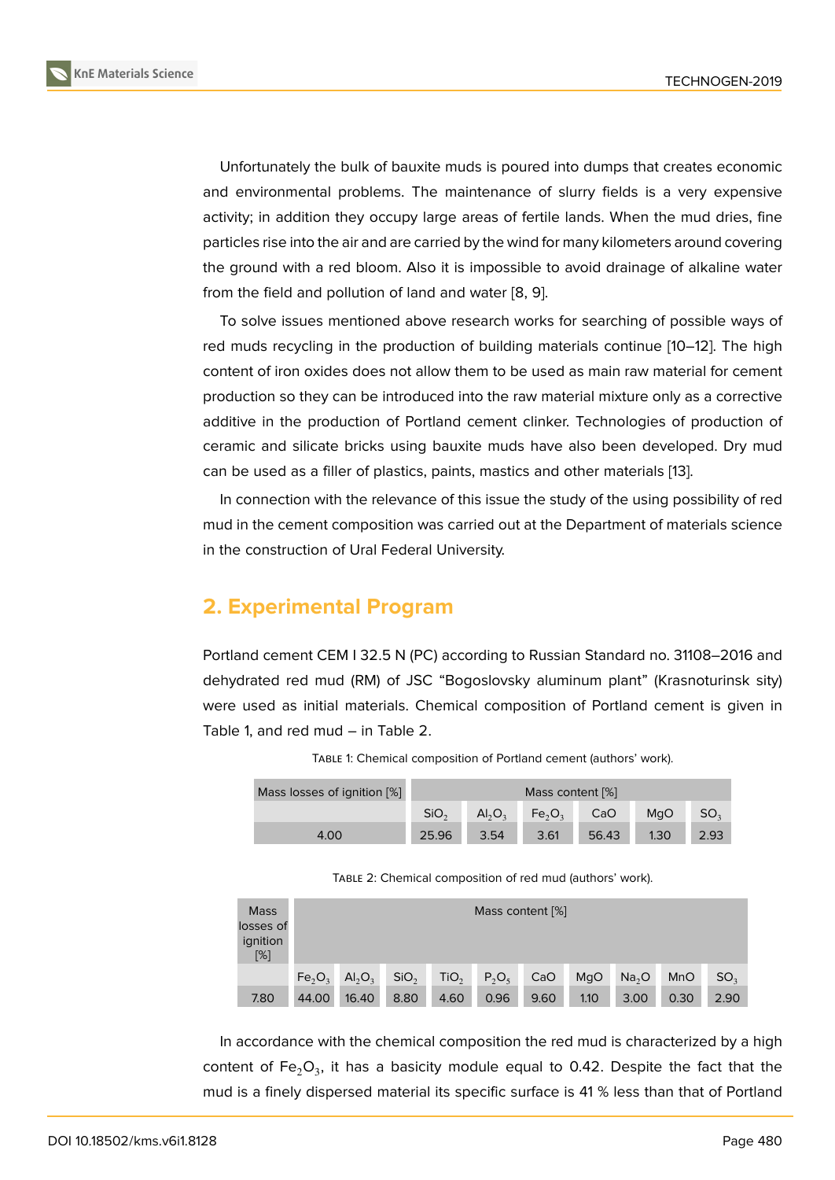Unfortunately the bulk of bauxite muds is poured into dumps that creates economic and environmental problems. The maintenance of slurry fields is a very expensive activity; in addition they occupy large areas of fertile lands. When the mud dries, fine particles rise into the air and are carried by the wind for many kilometers around covering the ground with a red bloom. Also it is impossible to avoid drainage of alkaline water from the field and pollution of land and water [8, 9].

To solve issues mentioned above research works for searching of possible ways of red muds recycling in the production of building materials continue [10–12]. The high content of iron oxides does not allow them to be used as main raw material for cement production so they can be introduced into the raw material mixture only as a corrective additive in the production of Portland cement clinker. Technologies of production of ceramic and silicate bricks using bauxite muds have also been developed. Dry mud can be used as a filler of plastics, paints, mastics and other materials [13].

In connection with the relevance of this issue the study of the using possibility of red mud in the cement composition was carried out at the Department of materials science in the construction of Ural Federal University.

## 2. Experimental Program

Portland cement CEM I 32.5 N (PC) according to Russian Standard no. 31108–2016 and dehydrated red mud (RM) of JSC "Bogoslovsky aluminum plant" (Krasnoturinsk sity) were used as initial materials. Chemical composition of Portland cement is given in Table 1, and red mud – in Table 2.

Table 1: Chemical composition of Portland cement (authors' work).

| Mass losses of ignition [%] | Mass content [%] | | | | | |
|---|---|---|---|---|---|---|
| | $SiO_2$ | $Al_2O_3$ | $Fe_2O_3$ | CaO | MgO | $SO_3$ |
| 4.00 | 25.96 | 3.54 | 3.61 | 56.43 | 1.30 | 2.93 |

Table 2: Chemical composition of red mud (authors' work).

| Mass losses of ignition [%] | Mass content [%] | | | | | | | | | |
|---|---|---|---|---|---|---|---|---|---|---|
| | $Fe_2O_3$ | $Al_2O_3$ | $SiO_2$ | $TiO_2$ | $P_2O_5$ | CaO | MgO | $Na_2O$ | MnO | $SO_3$ |
| 7.80 | 44.00 | 16.40 | 8.80 | 4.60 | 0.96 | 9.60 | 1.10 | 3.00 | 0.30 | 2.90 |

In accordance with the chemical composition the red mud is characterized by a high content of $Fe_2O_3$, it has a basicity module equal to 0.42. Despite the fact that the mud is a finely dispersed material its specific surface is 41 % less than that of Portland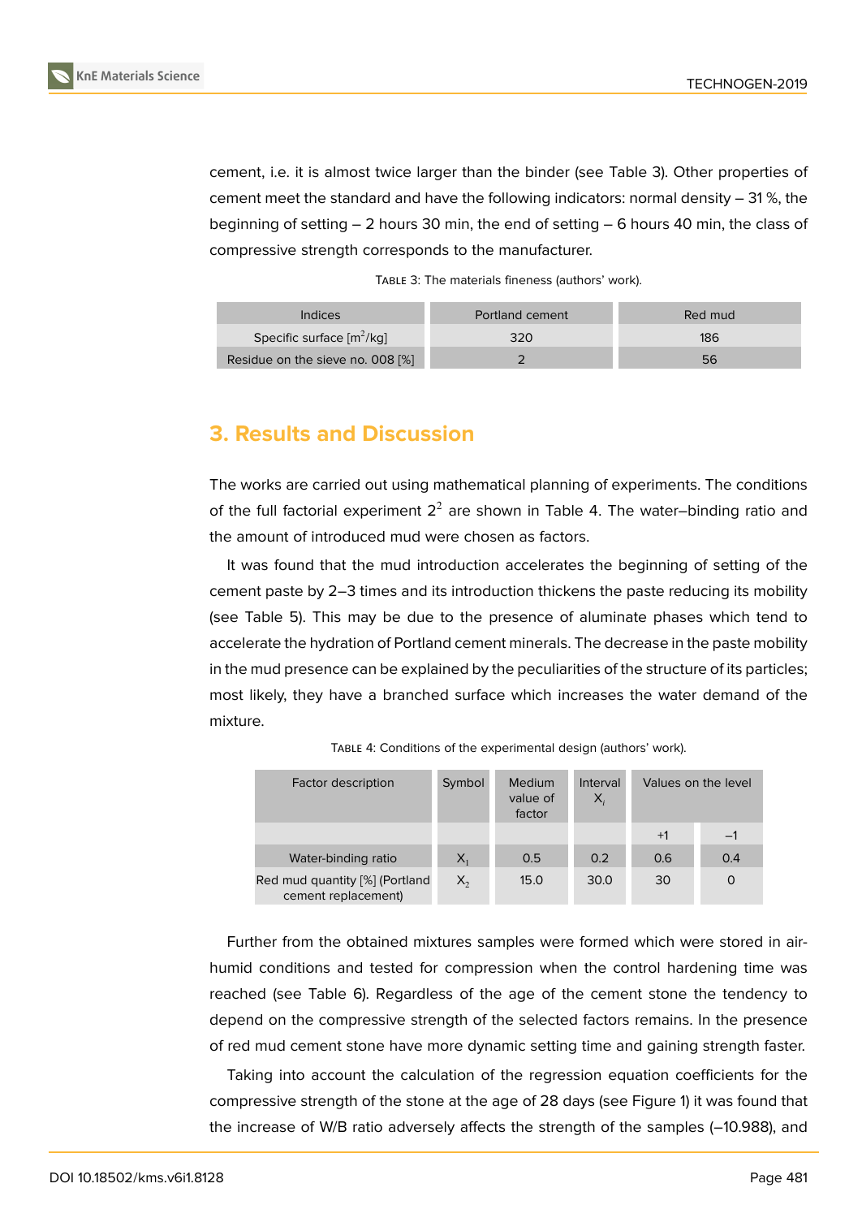cement, i.e. it is almost twice larger than the binder (see Table 3). Other properties of cement meet the standard and have the following indicators: normal density – 31 %, the beginning of setting – 2 hours 30 min, the end of setting – 6 hours 40 min, the class of compressive strength corresponds to the manufacturer.

Table 3: The materials fineness (authors' work).

| Indices | Portland cement | Red mud |
|---|---|---|
| Specific surface [$m^2$/kg] | 320 | 186 |
| Residue on the sieve no. 008 [%] | 2 | 56 |

## 3. Results and Discussion

The works are carried out using mathematical planning of experiments. The conditions of the full factorial experiment $2^2$ are shown in Table 4. The water–binding ratio and the amount of introduced mud were chosen as factors.

It was found that the mud introduction accelerates the beginning of setting of the cement paste by 2–3 times and its introduction thickens the paste reducing its mobility (see Table 5). This may be due to the presence of aluminate phases which tend to accelerate the hydration of Portland cement minerals. The decrease in the paste mobility in the mud presence can be explained by the peculiarities of the structure of its particles; most likely, they have a branched surface which increases the water demand of the mixture.

Table 4: Conditions of the experimental design (authors' work).

| Factor description | Symbol | Medium value of factor | Interval $X_i$ | Values on the level | |
|---|---|---|---|---|---|
| | | | | +1 | –1 |
| Water-binding ratio | $X_1$ | 0.5 | 0.2 | 0.6 | 0.4 |
| Red mud quantity [%] (Portland cement replacement) | $X_2$ | 15.0 | 30.0 | 30 | 0 |

Further from the obtained mixtures samples were formed which were stored in air-humid conditions and tested for compression when the control hardening time was reached (see Table 6). Regardless of the age of the cement stone the tendency to depend on the compressive strength of the selected factors remains. In the presence of red mud cement stone have more dynamic setting time and gaining strength faster.

Taking into account the calculation of the regression equation coefficients for the compressive strength of the stone at the age of 28 days (see Figure 1) it was found that the increase of W/B ratio adversely affects the strength of the samples (–10.988), and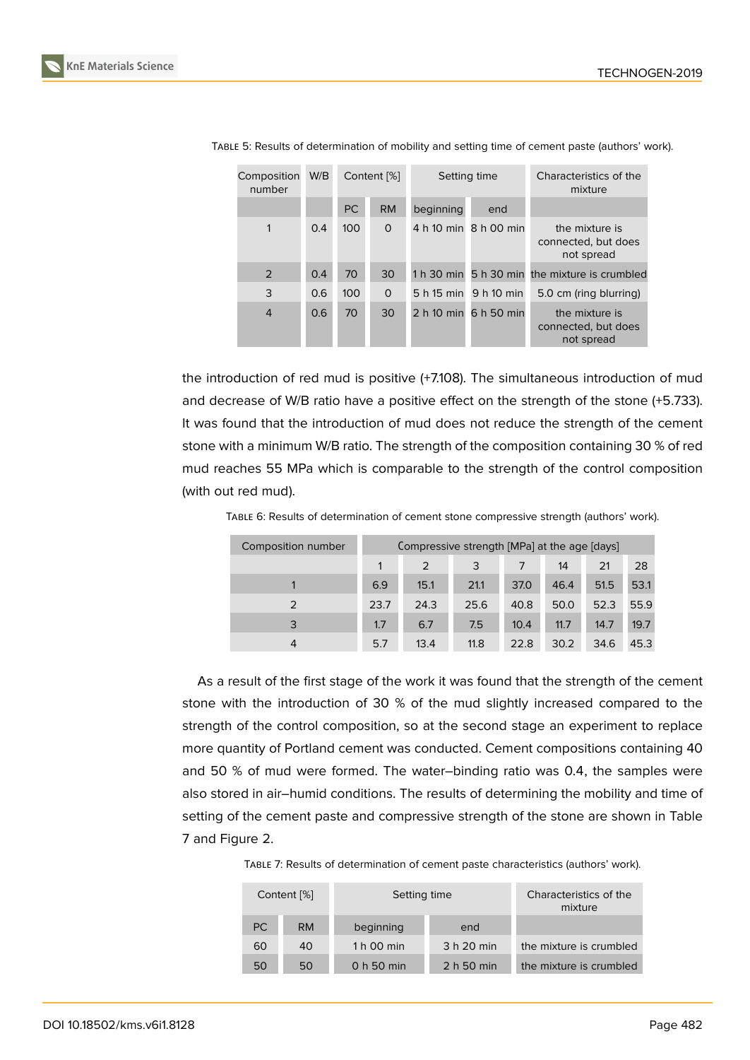Table 5: Results of determination of mobility and setting time of cement paste (authors' work).

| Composition number | W/B | Content [%] | | Setting time | | Characteristics of the mixture |
|---|---|---|---|---|---|---|
| | | PC | RM | beginning | end | |
| 1 | 0.4 | 100 | 0 | 4 h 10 min | 8 h 00 min | the mixture is connected, but does not spread |
| 2 | 0.4 | 70 | 30 | 1 h 30 min | 5 h 30 min | the mixture is crumbled |
| 3 | 0.6 | 100 | 0 | 5 h 15 min | 9 h 10 min | 5.0 cm (ring blurring) |
| 4 | 0.6 | 70 | 30 | 2 h 10 min | 6 h 50 min | the mixture is connected, but does not spread |

the introduction of red mud is positive (+7.108). The simultaneous introduction of mud and decrease of W/B ratio have a positive effect on the strength of the stone (+5.733). It was found that the introduction of mud does not reduce the strength of the cement stone with a minimum W/B ratio. The strength of the composition containing 30 % of red mud reaches 55 MPa which is comparable to the strength of the control composition (with out red mud).

Table 6: Results of determination of cement stone compressive strength (authors' work).

| Composition number | Compressive strength [MPa] at the age [days] | | | | | | |
|---|---|---|---|---|---|---|---|
| | 1 | 2 | 3 | 7 | 14 | 21 | 28 |
| 1 | 6.9 | 15.1 | 21.1 | 37.0 | 46.4 | 51.5 | 53.1 |
| 2 | 23.7 | 24.3 | 25.6 | 40.8 | 50.0 | 52.3 | 55.9 |
| 3 | 1.7 | 6.7 | 7.5 | 10.4 | 11.7 | 14.7 | 19.7 |
| 4 | 5.7 | 13.4 | 11.8 | 22.8 | 30.2 | 34.6 | 45.3 |

As a result of the first stage of the work it was found that the strength of the cement stone with the introduction of 30 % of the mud slightly increased compared to the strength of the control composition, so at the second stage an experiment to replace more quantity of Portland cement was conducted. Cement compositions containing 40 and 50 % of mud were formed. The water–binding ratio was 0.4, the samples were also stored in air–humid conditions. The results of determining the mobility and time of setting of the cement paste and compressive strength of the stone are shown in Table 7 and Figure 2.

Table 7: Results of determination of cement paste characteristics (authors' work).

| Content [%] | | Setting time | | Characteristics of the mixture |
|---|---|---|---|---|
| PC | RM | beginning | end | |
| 60 | 40 | 1 h 00 min | 3 h 20 min | the mixture is crumbled |
| 50 | 50 | 0 h 50 min | 2 h 50 min | the mixture is crumbled |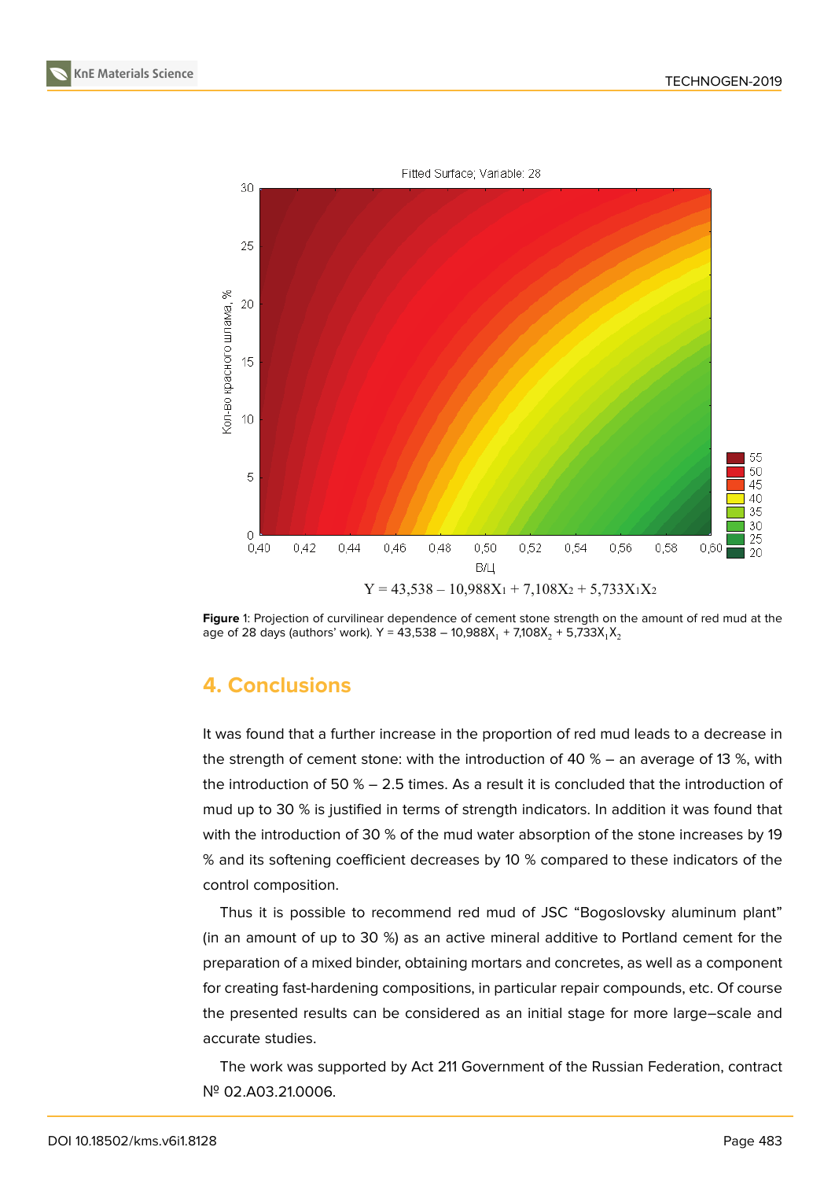Fitted Surface; Variable: 28

$$Y = 43{,}538 - 10{,}988X_1 + 7{,}108X_2 + 5{,}733X_1X_2$$

**Figure** 1: Projection of curvilinear dependence of cement stone strength on the amount of red mud at the age of 28 days (authors' work). $Y = 43{,}538 - 10{,}988X_1 + 7{,}108X_2 + 5{,}733X_1X_2$

## 4. Conclusions

It was found that a further increase in the proportion of red mud leads to a decrease in the strength of cement stone: with the introduction of 40 % – an average of 13 %, with the introduction of 50 % – 2.5 times. As a result it is concluded that the introduction of mud up to 30 % is justified in terms of strength indicators. In addition it was found that with the introduction of 30 % of the mud water absorption of the stone increases by 19 % and its softening coefficient decreases by 10 % compared to these indicators of the control composition.

Thus it is possible to recommend red mud of JSC "Bogoslovsky aluminum plant" (in an amount of up to 30 %) as an active mineral additive to Portland cement for the preparation of a mixed binder, obtaining mortars and concretes, as well as a component for creating fast-hardening compositions, in particular repair compounds, etc. Of course the presented results can be considered as an initial stage for more large–scale and accurate studies.

The work was supported by Act 211 Government of the Russian Federation, contract № 02.A03.21.0006.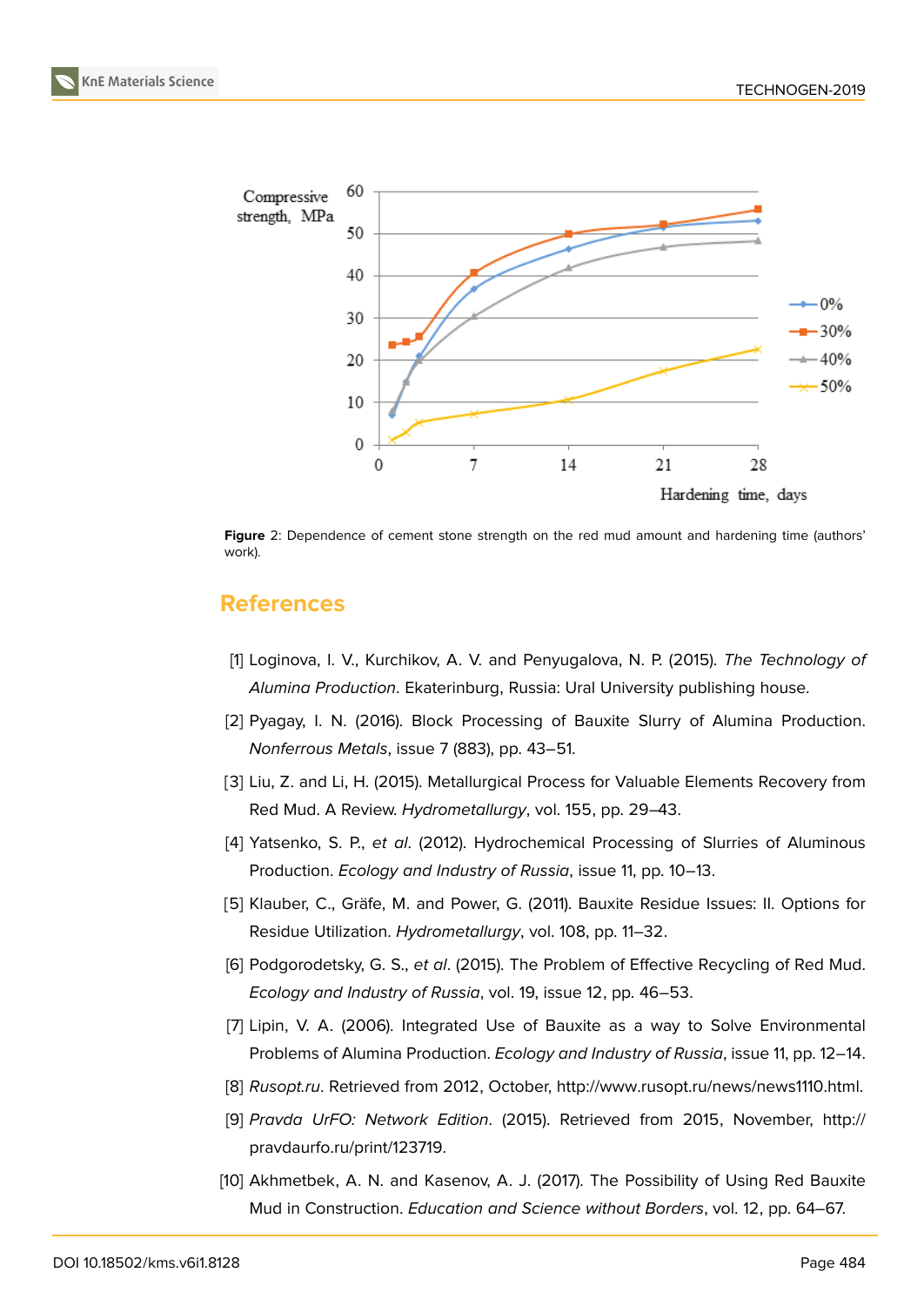Figure 2: Dependence of cement stone strength on the red mud amount and hardening time (authors' work).

## References

[1] Loginova, I. V., Kurchikov, A. V. and Penyugalova, N. P. (2015). *The Technology of Alumina Production*. Ekaterinburg, Russia: Ural University publishing house.

[2] Pyagay, I. N. (2016). Block Processing of Bauxite Slurry of Alumina Production. *Nonferrous Metals*, issue 7 (883), pp. 43–51.

[3] Liu, Z. and Li, H. (2015). Metallurgical Process for Valuable Elements Recovery from Red Mud. A Review. *Hydrometallurgy*, vol. 155, pp. 29–43.

[4] Yatsenko, S. P., *et al*. (2012). Hydrochemical Processing of Slurries of Aluminous Production. *Ecology and Industry of Russia*, issue 11, pp. 10–13.

[5] Klauber, C., Gräfe, M. and Power, G. (2011). Bauxite Residue Issues: II. Options for Residue Utilization. *Hydrometallurgy*, vol. 108, pp. 11–32.

[6] Podgorodetsky, G. S., *et al*. (2015). The Problem of Effective Recycling of Red Mud. *Ecology and Industry of Russia*, vol. 19, issue 12, pp. 46–53.

[7] Lipin, V. A. (2006). Integrated Use of Bauxite as a way to Solve Environmental Problems of Alumina Production. *Ecology and Industry of Russia*, issue 11, pp. 12–14.

[8] *Rusopt.ru*. Retrieved from 2012, October, http://www.rusopt.ru/news/news1110.html.

[9] *Pravda UrFO: Network Edition*. (2015). Retrieved from 2015, November, http://pravdaurfo.ru/print/123719.

[10] Akhmetbek, A. N. and Kasenov, A. J. (2017). The Possibility of Using Red Bauxite Mud in Construction. *Education and Science without Borders*, vol. 12, pp. 64–67.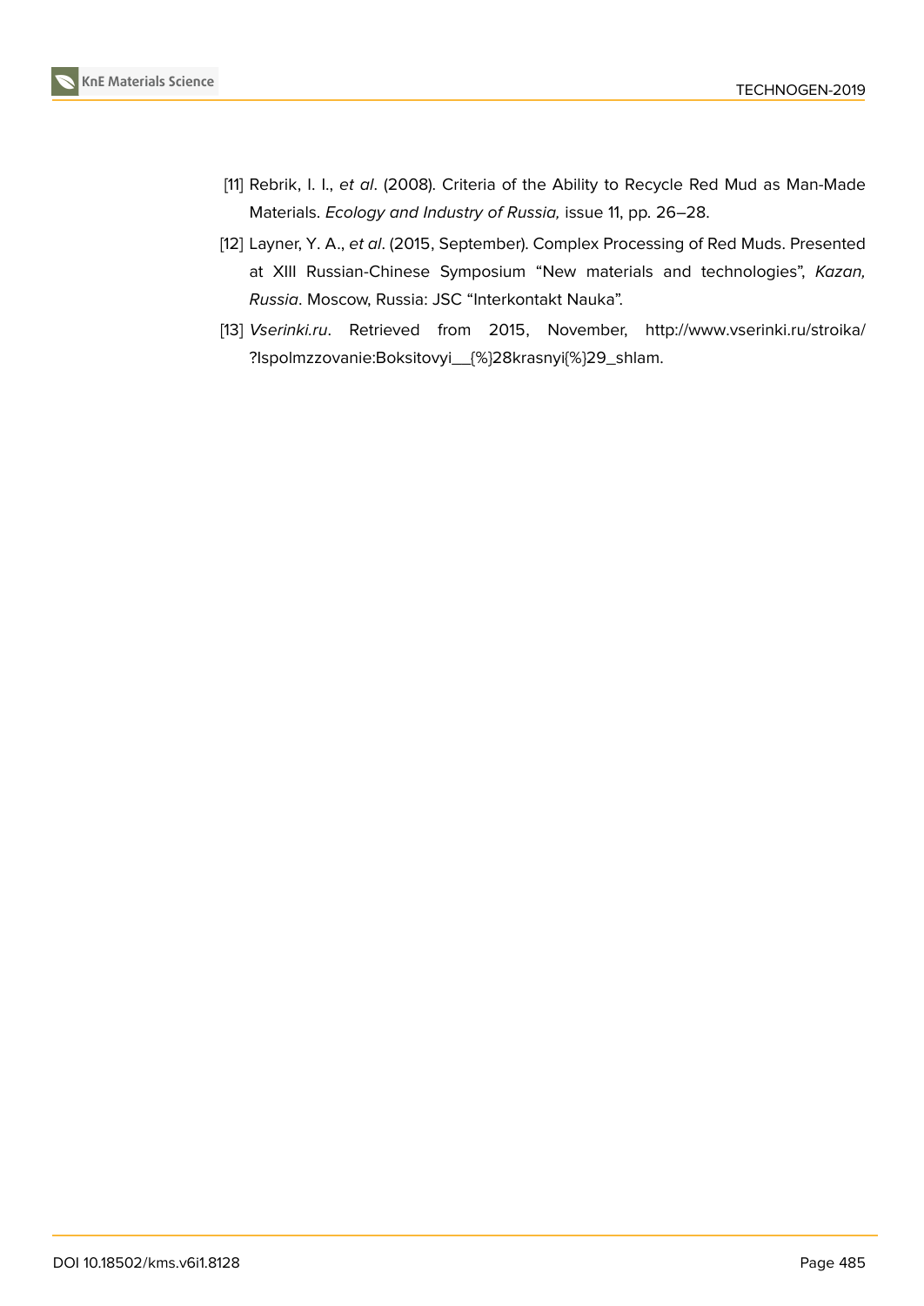[11] Rebrik, I. I., *et al*. (2008). Criteria of the Ability to Recycle Red Mud as Man-Made Materials. *Ecology and Industry of Russia,* issue 11, pp. 26–28.

[12] Layner, Y. A., *et al*. (2015, September). Complex Processing of Red Muds. Presented at XIII Russian-Chinese Symposium "New materials and technologies", *Kazan, Russia*. Moscow, Russia: JSC "Interkontakt Nauka".

[13] *Vserinki.ru*. Retrieved from 2015, November, http://www.vserinki.ru/stroika/?Ispolmzzovanie:Boksitovyi__{%}28krasnyi{%}29_shlam.